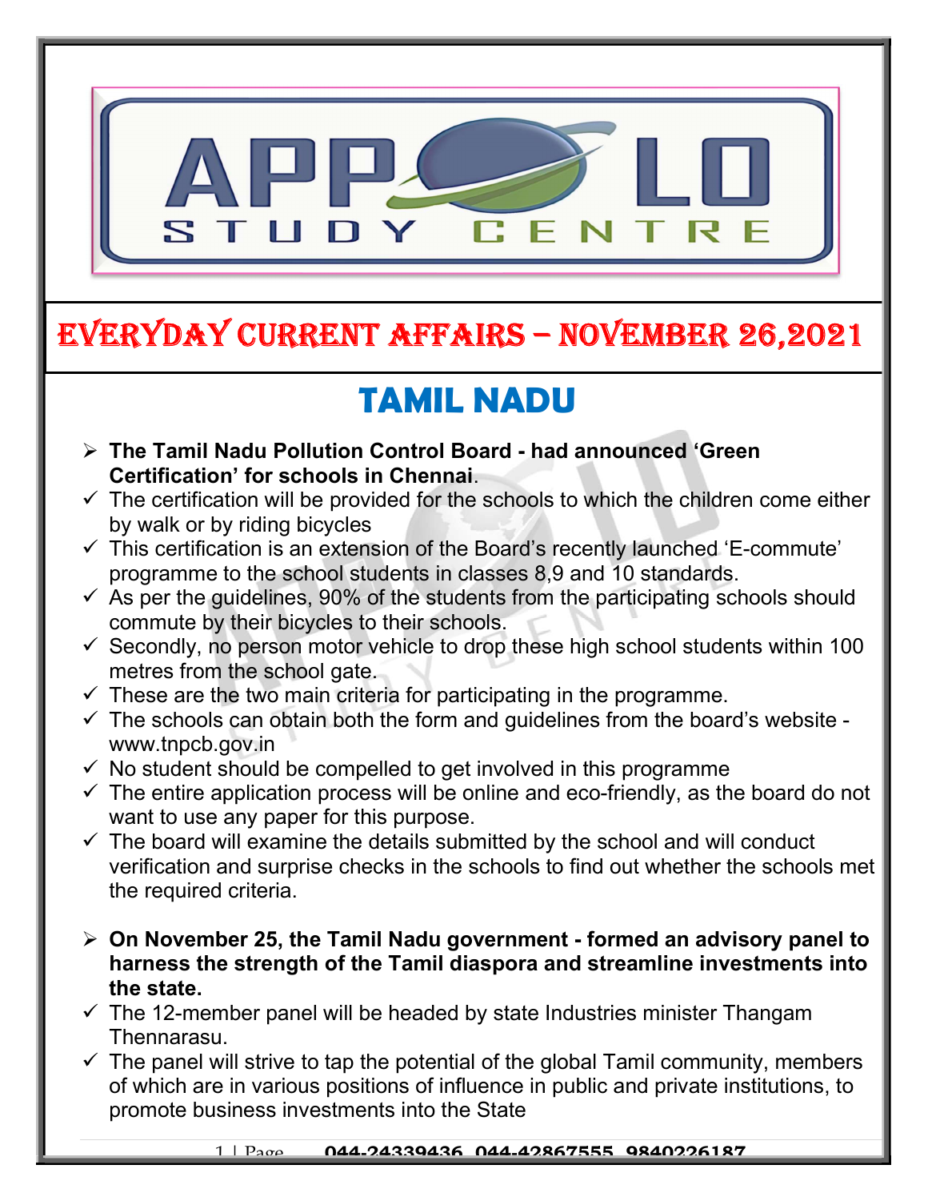# EVERYDAY CURRENT AFFAIRS – NOVEMBER 26,2021

## TAMIL NADU

- **The Tamil Nadu Pollution Control Board - had announced 'Green Certification' for schools in Chennai**.
  - ✓ The certification will be provided for the schools to which the children come either by walk or by riding bicycles
  - ✓ This certification is an extension of the Board's recently launched 'E-commute' programme to the school students in classes 8,9 and 10 standards.
  - ✓ As per the guidelines, 90% of the students from the participating schools should commute by their bicycles to their schools.
  - ✓ Secondly, no person motor vehicle to drop these high school students within 100 metres from the school gate.
  - ✓ These are the two main criteria for participating in the programme.
  - ✓ The schools can obtain both the form and guidelines from the board's website - www.tnpcb.gov.in
  - ✓ No student should be compelled to get involved in this programme
  - ✓ The entire application process will be online and eco-friendly, as the board do not want to use any paper for this purpose.
  - ✓ The board will examine the details submitted by the school and will conduct verification and surprise checks in the schools to find out whether the schools met the required criteria.

- **On November 25, the Tamil Nadu government - formed an advisory panel to harness the strength of the Tamil diaspora and streamline investments into the state.**
  - ✓ The 12-member panel will be headed by state Industries minister Thangam Thennarasu.
  - ✓ The panel will strive to tap the potential of the global Tamil community, members of which are in various positions of influence in public and private institutions, to promote business investments into the State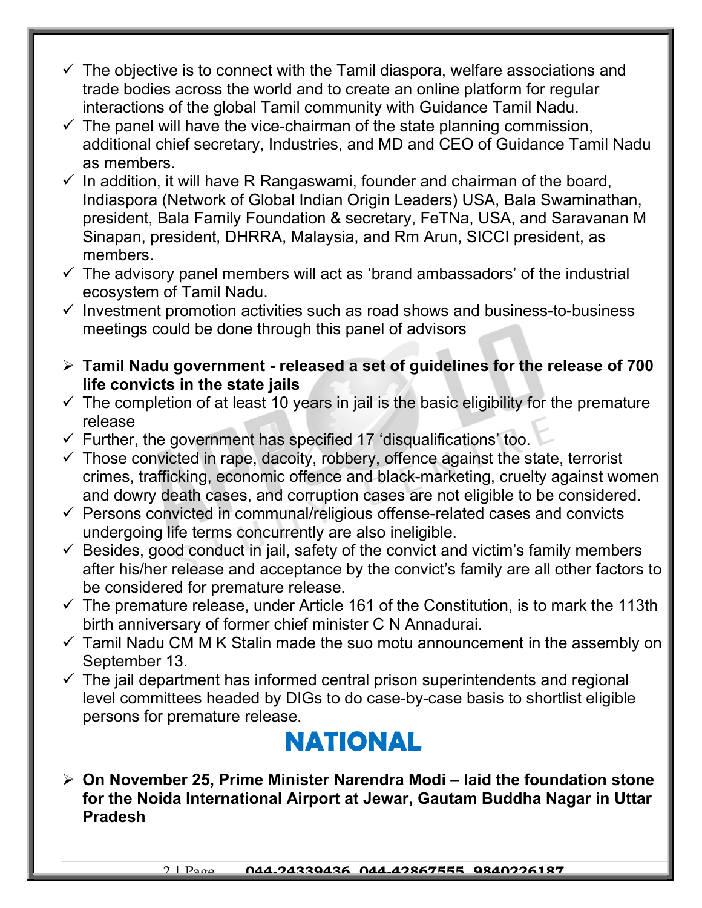- ✓ The objective is to connect with the Tamil diaspora, welfare associations and trade bodies across the world and to create an online platform for regular interactions of the global Tamil community with Guidance Tamil Nadu.
- ✓ The panel will have the vice-chairman of the state planning commission, additional chief secretary, Industries, and MD and CEO of Guidance Tamil Nadu as members.
- ✓ In addition, it will have R Rangaswami, founder and chairman of the board, Indiaspora (Network of Global Indian Origin Leaders) USA, Bala Swaminathan, president, Bala Family Foundation & secretary, FeTNa, USA, and Saravanan M Sinapan, president, DHRRA, Malaysia, and Rm Arun, SICCI president, as members.
- ✓ The advisory panel members will act as 'brand ambassadors' of the industrial ecosystem of Tamil Nadu.
- ✓ Investment promotion activities such as road shows and business-to-business meetings could be done through this panel of advisors

- ➢ **Tamil Nadu government - released a set of guidelines for the release of 700 life convicts in the state jails**
- ✓ The completion of at least 10 years in jail is the basic eligibility for the premature release
- ✓ Further, the government has specified 17 'disqualifications' too.
- ✓ Those convicted in rape, dacoity, robbery, offence against the state, terrorist crimes, trafficking, economic offence and black-marketing, cruelty against women and dowry death cases, and corruption cases are not eligible to be considered.
- ✓ Persons convicted in communal/religious offense-related cases and convicts undergoing life terms concurrently are also ineligible.
- ✓ Besides, good conduct in jail, safety of the convict and victim's family members after his/her release and acceptance by the convict's family are all other factors to be considered for premature release.
- ✓ The premature release, under Article 161 of the Constitution, is to mark the 113th birth anniversary of former chief minister C N Annadurai.
- ✓ Tamil Nadu CM M K Stalin made the suo motu announcement in the assembly on September 13.
- ✓ The jail department has informed central prison superintendents and regional level committees headed by DIGs to do case-by-case basis to shortlist eligible persons for premature release.

# NATIONAL

- ➢ **On November 25, Prime Minister Narendra Modi – laid the foundation stone for the Noida International Airport at Jewar, Gautam Buddha Nagar in Uttar Pradesh**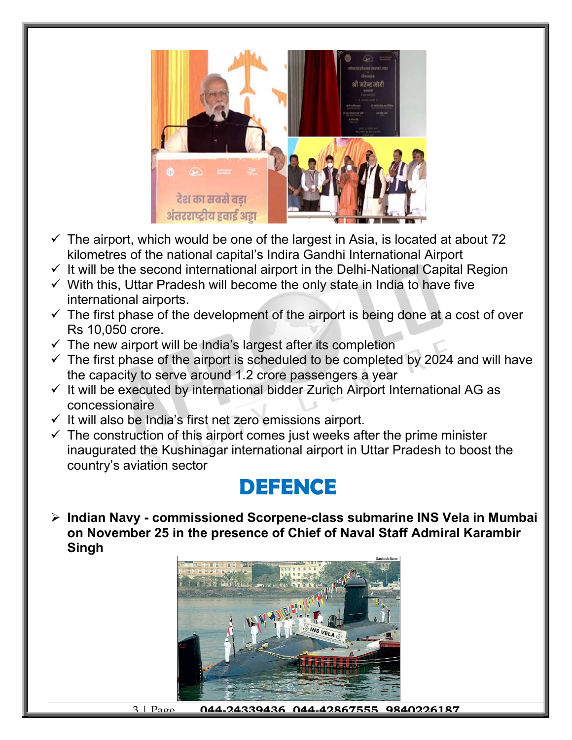- ✓ The airport, which would be one of the largest in Asia, is located at about 72 kilometres of the national capital's Indira Gandhi International Airport
- ✓ It will be the second international airport in the Delhi-National Capital Region
- ✓ With this, Uttar Pradesh will become the only state in India to have five international airports.
- ✓ The first phase of the development of the airport is being done at a cost of over Rs 10,050 crore.
- ✓ The new airport will be India's largest after its completion
- ✓ The first phase of the airport is scheduled to be completed by 2024 and will have the capacity to serve around 1.2 crore passengers a year
- ✓ It will be executed by international bidder Zurich Airport International AG as concessionaire
- ✓ It will also be India's first net zero emissions airport.
- ✓ The construction of this airport comes just weeks after the prime minister inaugurated the Kushinagar international airport in Uttar Pradesh to boost the country's aviation sector

# DEFENCE

- **Indian Navy - commissioned Scorpene-class submarine INS Vela in Mumbai on November 25 in the presence of Chief of Naval Staff Admiral Karambir Singh**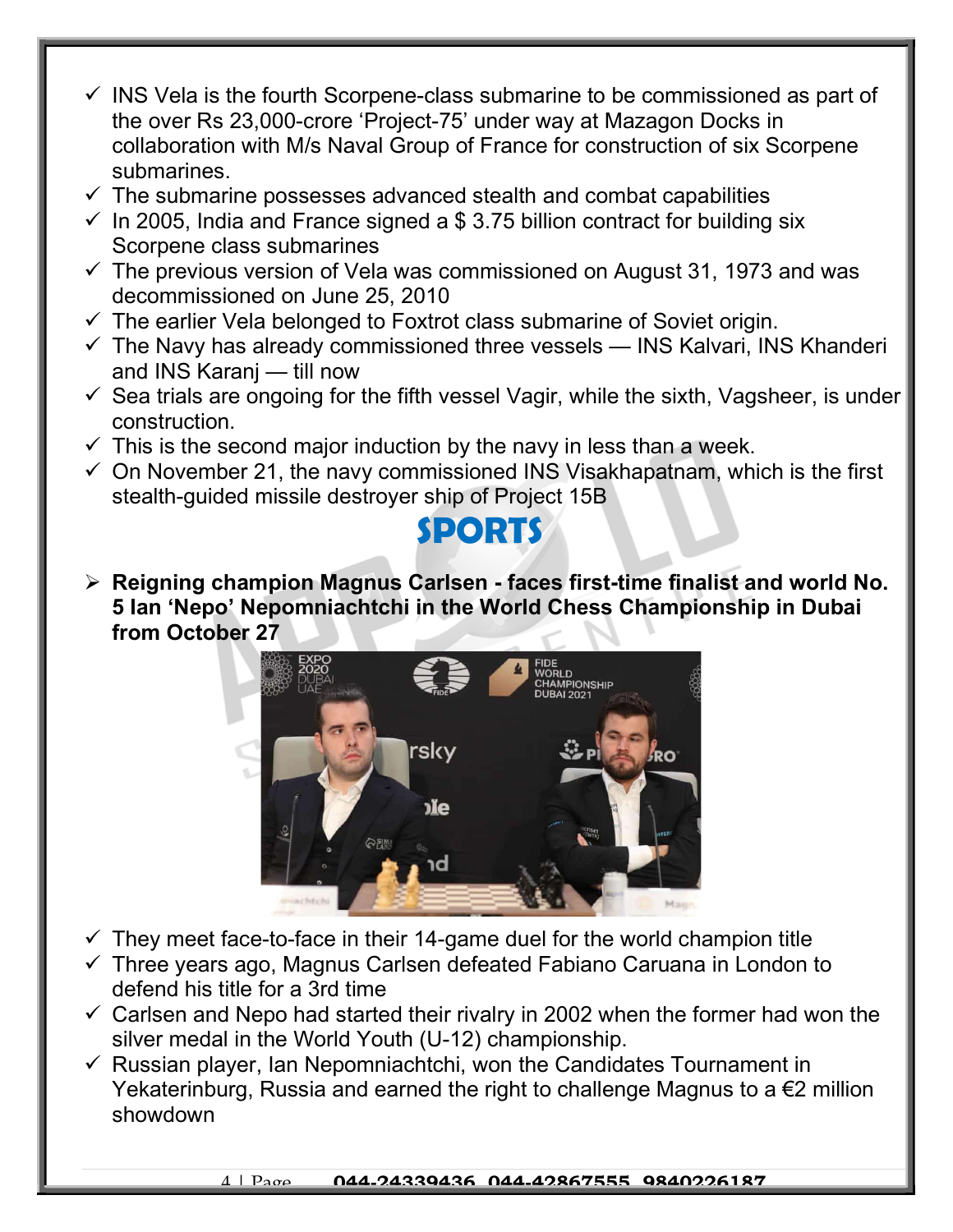- INS Vela is the fourth Scorpene-class submarine to be commissioned as part of the over Rs 23,000-crore 'Project-75' under way at Mazagon Docks in collaboration with M/s Naval Group of France for construction of six Scorpene submarines.
- The submarine possesses advanced stealth and combat capabilities
- In 2005, India and France signed a $ 3.75 billion contract for building six Scorpene class submarines
- The previous version of Vela was commissioned on August 31, 1973 and was decommissioned on June 25, 2010
- The earlier Vela belonged to Foxtrot class submarine of Soviet origin.
- The Navy has already commissioned three vessels — INS Kalvari, INS Khanderi and INS Karanj — till now
- Sea trials are ongoing for the fifth vessel Vagir, while the sixth, Vagsheer, is under construction.
- This is the second major induction by the navy in less than a week.
- On November 21, the navy commissioned INS Visakhapatnam, which is the first stealth-guided missile destroyer ship of Project 15B

## SPORTS

- **Reigning champion Magnus Carlsen - faces first-time finalist and world No. 5 Ian 'Nepo' Nepomniachtchi in the World Chess Championship in Dubai from October 27**

- They meet face-to-face in their 14-game duel for the world champion title
- Three years ago, Magnus Carlsen defeated Fabiano Caruana in London to defend his title for a 3rd time
- Carlsen and Nepo had started their rivalry in 2002 when the former had won the silver medal in the World Youth (U-12) championship.
- Russian player, Ian Nepomniachtchi, won the Candidates Tournament in Yekaterinburg, Russia and earned the right to challenge Magnus to a €2 million showdown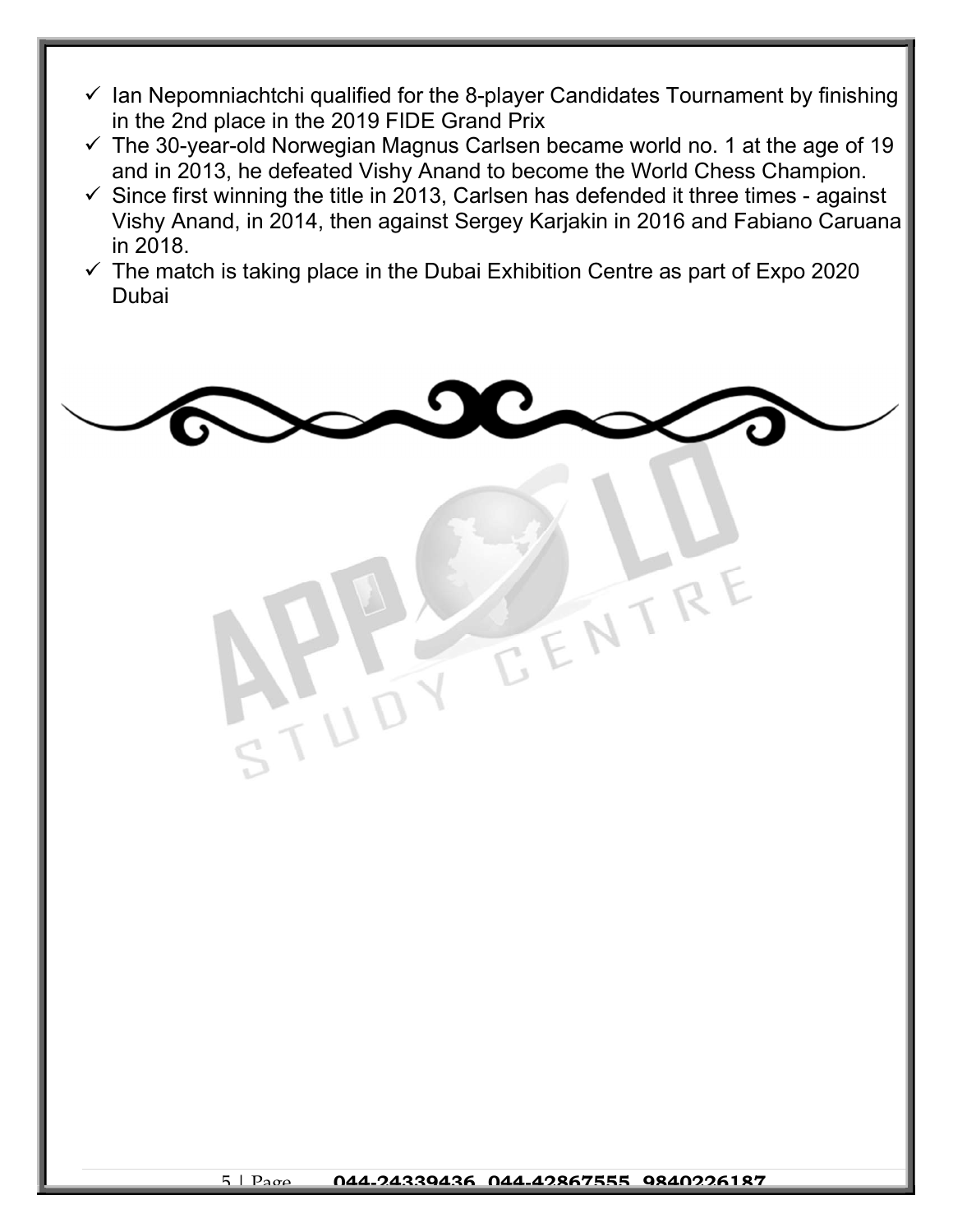- ✓ Ian Nepomniachtchi qualified for the 8-player Candidates Tournament by finishing in the 2nd place in the 2019 FIDE Grand Prix
- ✓ The 30-year-old Norwegian Magnus Carlsen became world no. 1 at the age of 19 and in 2013, he defeated Vishy Anand to become the World Chess Champion.
- ✓ Since first winning the title in 2013, Carlsen has defended it three times - against Vishy Anand, in 2014, then against Sergey Karjakin in 2016 and Fabiano Caruana in 2018.
- ✓ The match is taking place in the Dubai Exhibition Centre as part of Expo 2020 Dubai